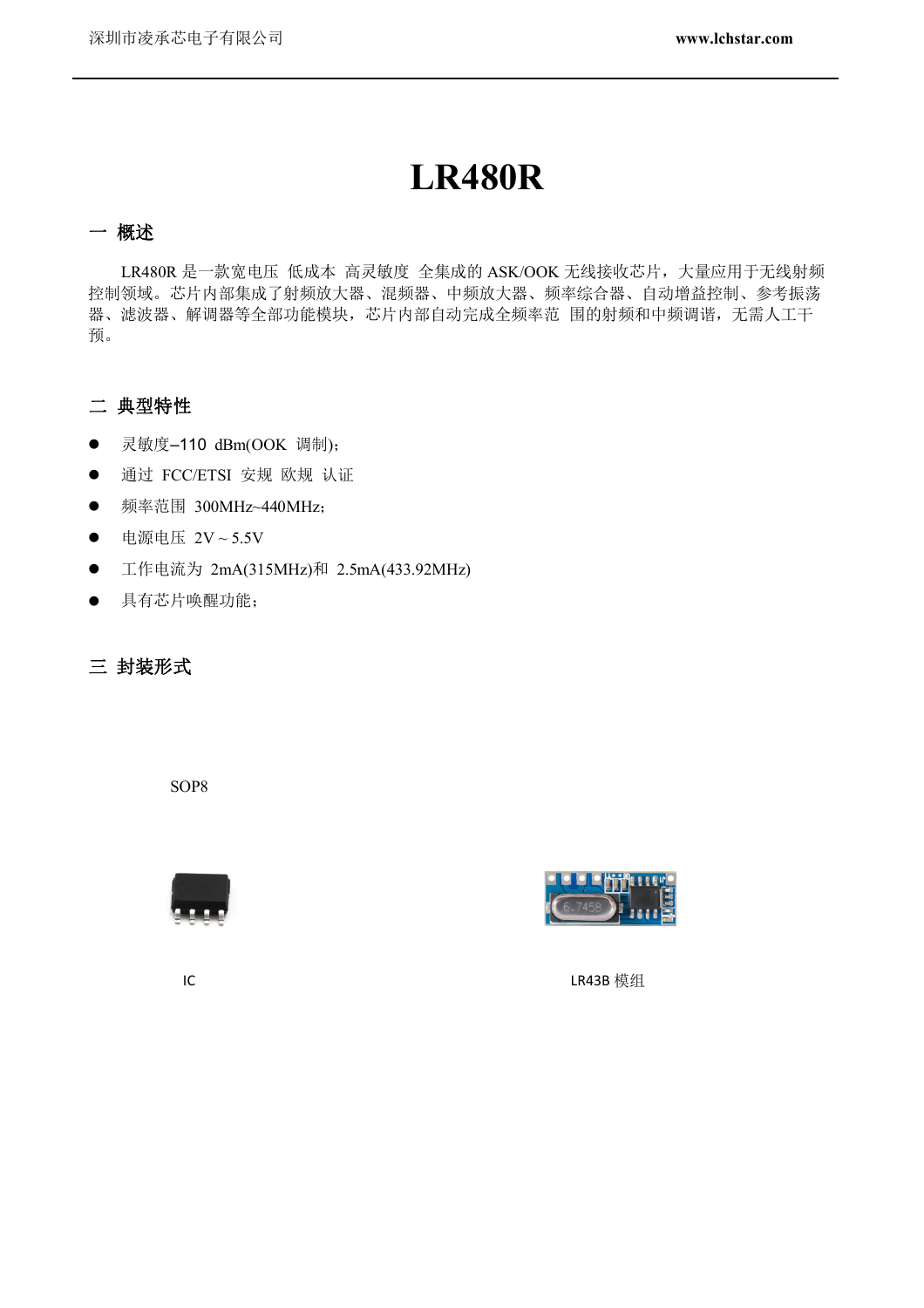# LR480R

## 一 概述

LR480R 是一款宽电压 低成本 高灵敏度 全集成的 ASK/OOK 无线接收芯片，大量应用于无线射频控制领域。芯片内部集成了射频放大器、混频器、中频放大器、频率综合器、自动增益控制、参考振荡器、滤波器、解调器等全部功能模块，芯片内部自动完成全频率范 围的射频和中频调谐，无需人工干预。

## 二 典型特性

- 灵敏度–110 dBm(OOK 调制)；
- 通过 FCC/ETSI 安规 欧规 认证
- 频率范围 300MHz~440MHz；
- 电源电压 2V ~ 5.5V
- 工作电流为 2mA(315MHz)和 2.5mA(433.92MHz)
- 具有芯片唤醒功能；

## 三 封装形式

SOP8

IC

LR43B 模组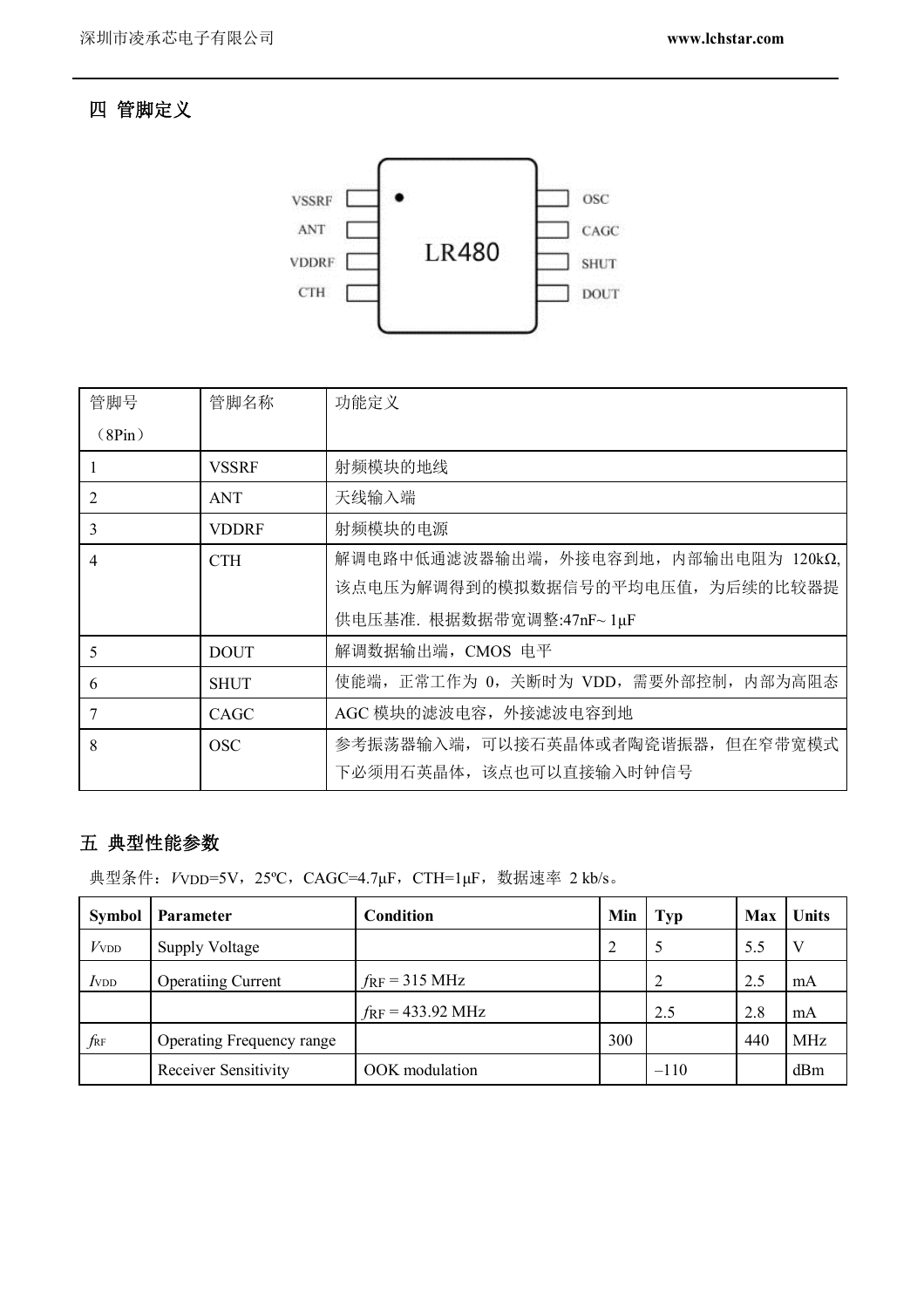## 四 管脚定义

| 管脚号（8Pin） | 管脚名称 | 功能定义 |
|---|---|---|
| 1 | VSSRF | 射频模块的地线 |
| 2 | ANT | 天线输入端 |
| 3 | VDDRF | 射频模块的电源 |
| 4 | CTH | 解调电路中低通滤波器输出端，外接电容到地，内部输出电阻为 120kΩ,该点电压为解调得到的模拟数据信号的平均电压值，为后续的比较器提供电压基准. 根据数据带宽调整:47nF~ 1μF |
| 5 | DOUT | 解调数据输出端，CMOS 电平 |
| 6 | SHUT | 使能端，正常工作为 0，关断时为 VDD，需要外部控制，内部为高阻态 |
| 7 | CAGC | AGC 模块的滤波电容，外接滤波电容到地 |
| 8 | OSC | 参考振荡器输入端，可以接石英晶体或者陶瓷谐振器，但在窄带宽模式下必须用石英晶体，该点也可以直接输入时钟信号 |

## 五 典型性能参数

典型条件：$V_{VDD}$=5V，25ºC，CAGC=4.7μF，CTH=1μF，数据速率 2 kb/s。

| Symbol | Parameter | Condition | Min | Typ | Max | Units |
|---|---|---|---|---|---|---|
| $V_{VDD}$ | Supply Voltage | | 2 | 5 | 5.5 | V |
| $I_{VDD}$ | Operatiing Current | $f_{RF}$ = 315 MHz | | 2 | 2.5 | mA |
| | | $f_{RF}$ = 433.92 MHz | | 2.5 | 2.8 | mA |
| $f_{RF}$ | Operating Frequency range | | 300 | | 440 | MHz |
| | Receiver Sensitivity | OOK modulation | | –110 | | dBm |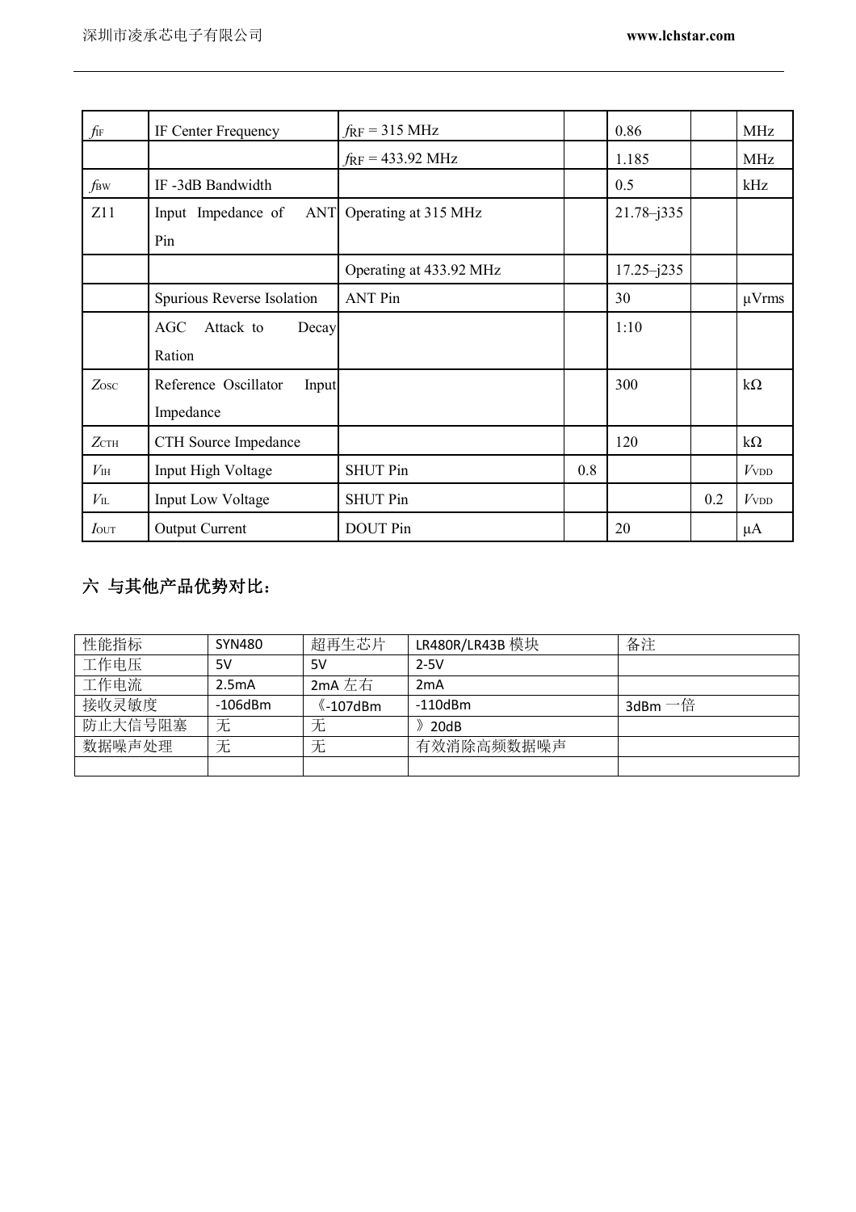| $f_{IF}$ | IF Center Frequency | $f_{RF}$ = 315 MHz | | 0.86 | | MHz |
|---|---|---|---|---|---|---|
| | | $f_{RF}$ = 433.92 MHz | | 1.185 | | MHz |
| $f_{BW}$ | IF -3dB Bandwidth | | | 0.5 | | kHz |
| Z11 | Input Impedance of ANT Pin | Operating at 315 MHz | | 21.78–j335 | | |
| | | Operating at 433.92 MHz | | 17.25–j235 | | |
| | Spurious Reverse Isolation | ANT Pin | | 30 | | µVrms |
| | AGC Attack to Decay Ration | | | 1:10 | | |
| $Z_{OSC}$ | Reference Oscillator Input Impedance | | | 300 | | kΩ |
| $Z_{CTH}$ | CTH Source Impedance | | | 120 | | kΩ |
| $V_{IH}$ | Input High Voltage | SHUT Pin | 0.8 | | | $V_{VDD}$ |
| $V_{IL}$ | Input Low Voltage | SHUT Pin | | | 0.2 | $V_{VDD}$ |
| $I_{OUT}$ | Output Current | DOUT Pin | | 20 | | µA |

## 六 与其他产品优势对比：

| 性能指标 | SYN480 | 超再生芯片 | LR480R/LR43B 模块 | 备注 |
|---|---|---|---|---|
| 工作电压 | 5V | 5V | 2-5V | |
| 工作电流 | 2.5mA | 2mA 左右 | 2mA | |
| 接收灵敏度 | -106dBm | 《-107dBm | -110dBm | 3dBm 一倍 |
| 防止大信号阻塞 | 无 | 无 | 》20dB | |
| 数据噪声处理 | 无 | 无 | 有效消除高频数据噪声 | |
| | | | | |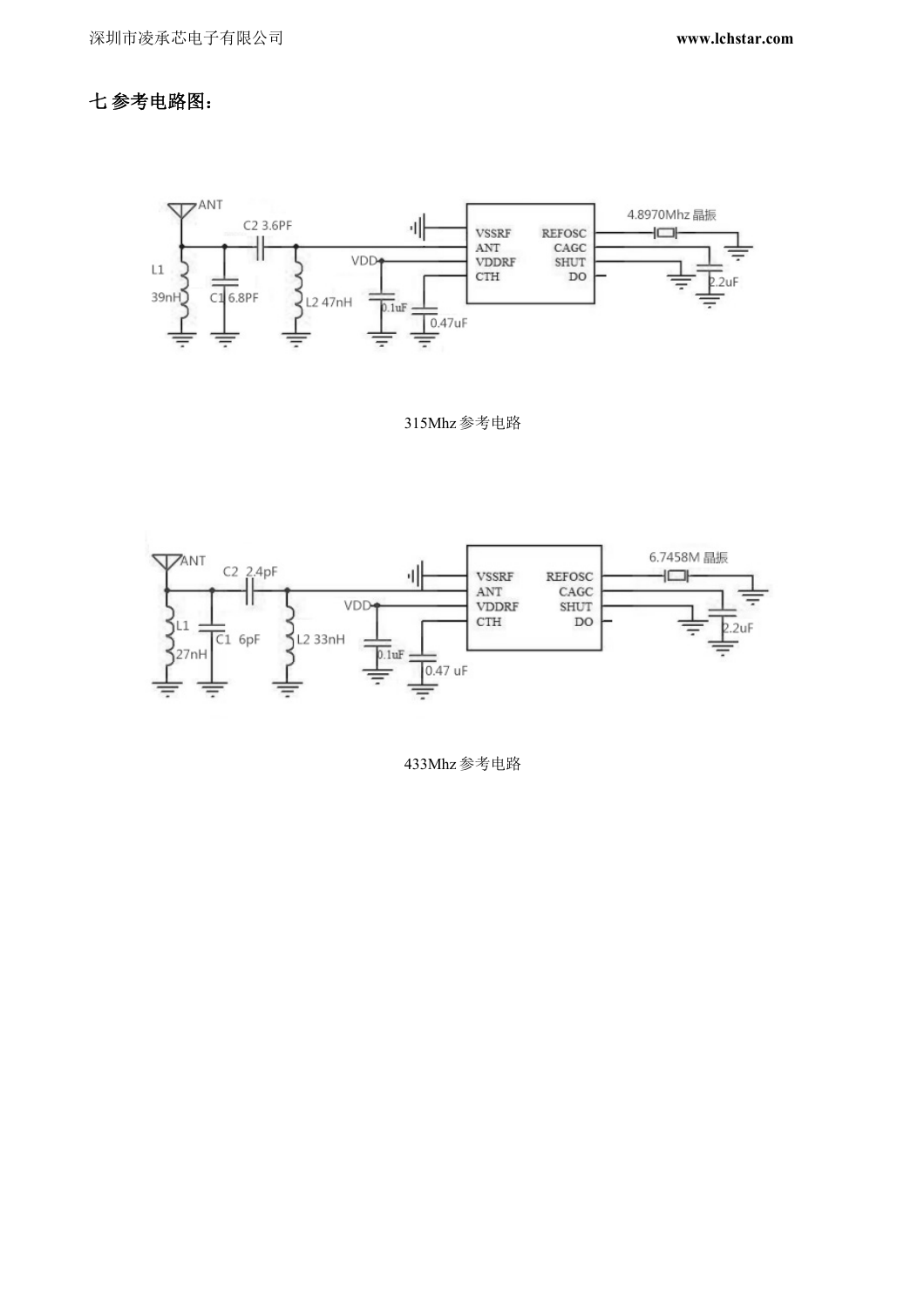## 七 参考电路图：

ANT
C2 3.6PF
L1
39nH
C1 6.8PF
L2 47nH
VDD
0.1uF
0.47uF
VSSRF
ANT
VDDRF
CTH
REFOSC
CAGC
SHUT
DO
4.8970Mhz 晶振
2.2uF

315Mhz 参考电路

ANT
C2 2.4pF
L1
27nH
C1 6pF
L2 33nH
VDD
0.1uF
0.47 uF
VSSRF
ANT
VDDRF
CTH
REFOSC
CAGC
SHUT
DO
6.7458M 晶振
2.2uF

433Mhz 参考电路